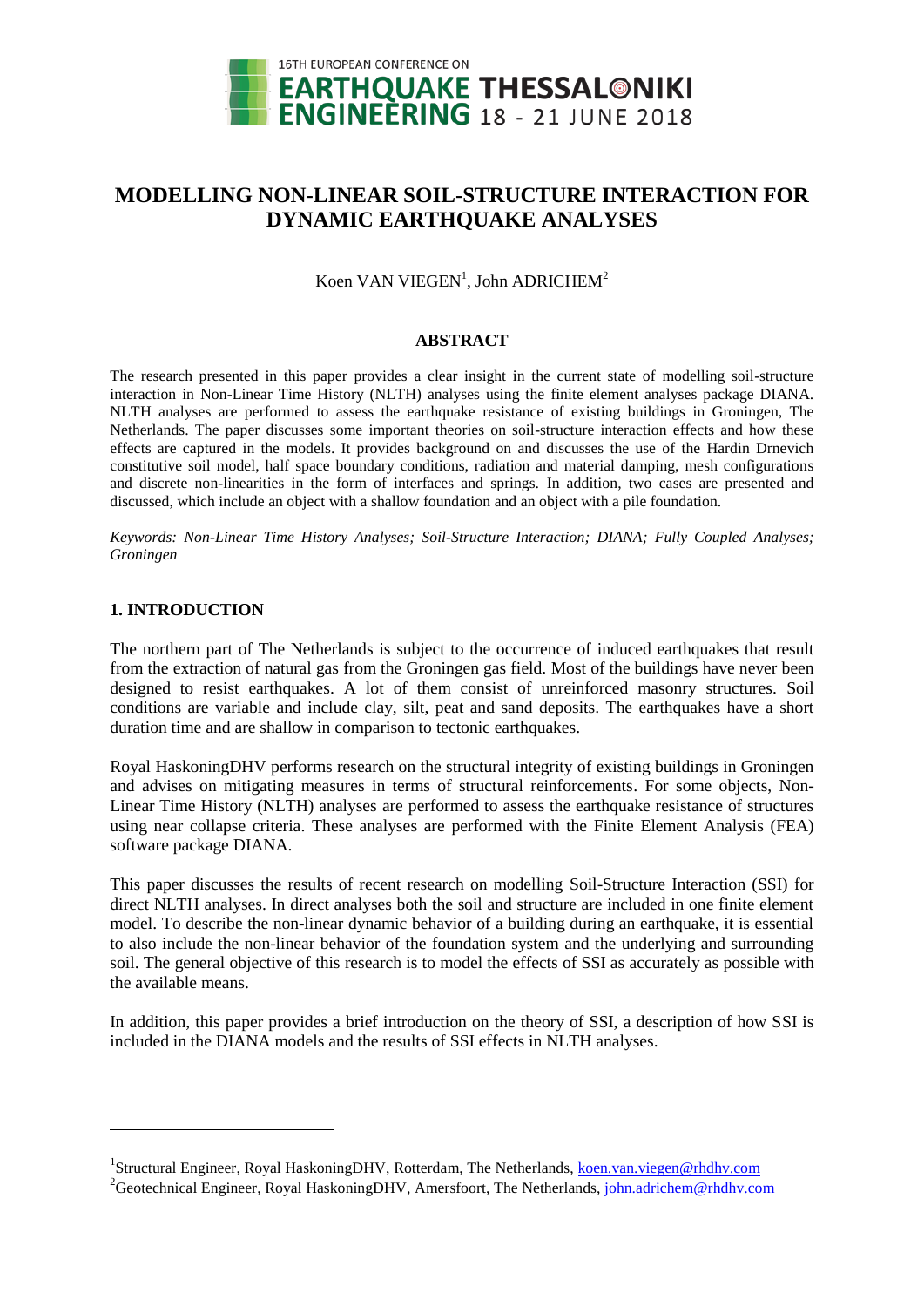# MODELLING NON-LINEAR SOIL-STRUCTURE INTERACTION FOR DYNAMIC EARTHQUAKE ANALYSES

Koen VAN VIEGEN[1], John ADRICHEM[2]

## ABSTRACT

The research presented in this paper provides a clear insight in the current state of modelling soil-structure interaction in Non-Linear Time History (NLTH) analyses using the finite element analyses package DIANA. NLTH analyses are performed to assess the earthquake resistance of existing buildings in Groningen, The Netherlands. The paper discusses some important theories on soil-structure interaction effects and how these effects are captured in the models. It provides background on and discusses the use of the Hardin Drnevich constitutive soil model, half space boundary conditions, radiation and material damping, mesh configurations and discrete non-linearities in the form of interfaces and springs. In addition, two cases are presented and discussed, which include an object with a shallow foundation and an object with a pile foundation.

*Keywords: Non-Linear Time History Analyses; Soil-Structure Interaction; DIANA; Fully Coupled Analyses; Groningen*

## 1. INTRODUCTION

The northern part of The Netherlands is subject to the occurrence of induced earthquakes that result from the extraction of natural gas from the Groningen gas field. Most of the buildings have never been designed to resist earthquakes. A lot of them consist of unreinforced masonry structures. Soil conditions are variable and include clay, silt, peat and sand deposits. The earthquakes have a short duration time and are shallow in comparison to tectonic earthquakes.

Royal HaskoningDHV performs research on the structural integrity of existing buildings in Groningen and advises on mitigating measures in terms of structural reinforcements. For some objects, Non-Linear Time History (NLTH) analyses are performed to assess the earthquake resistance of structures using near collapse criteria. These analyses are performed with the Finite Element Analysis (FEA) software package DIANA.

This paper discusses the results of recent research on modelling Soil-Structure Interaction (SSI) for direct NLTH analyses. In direct analyses both the soil and structure are included in one finite element model. To describe the non-linear dynamic behavior of a building during an earthquake, it is essential to also include the non-linear behavior of the foundation system and the underlying and surrounding soil. The general objective of this research is to model the effects of SSI as accurately as possible with the available means.

In addition, this paper provides a brief introduction on the theory of SSI, a description of how SSI is included in the DIANA models and the results of SSI effects in NLTH analyses.

---

[1]Structural Engineer, Royal HaskoningDHV, Rotterdam, The Netherlands, koen.van.viegen@rhdhv.com

[2]Geotechnical Engineer, Royal HaskoningDHV, Amersfoort, The Netherlands, john.adrichem@rhdhv.com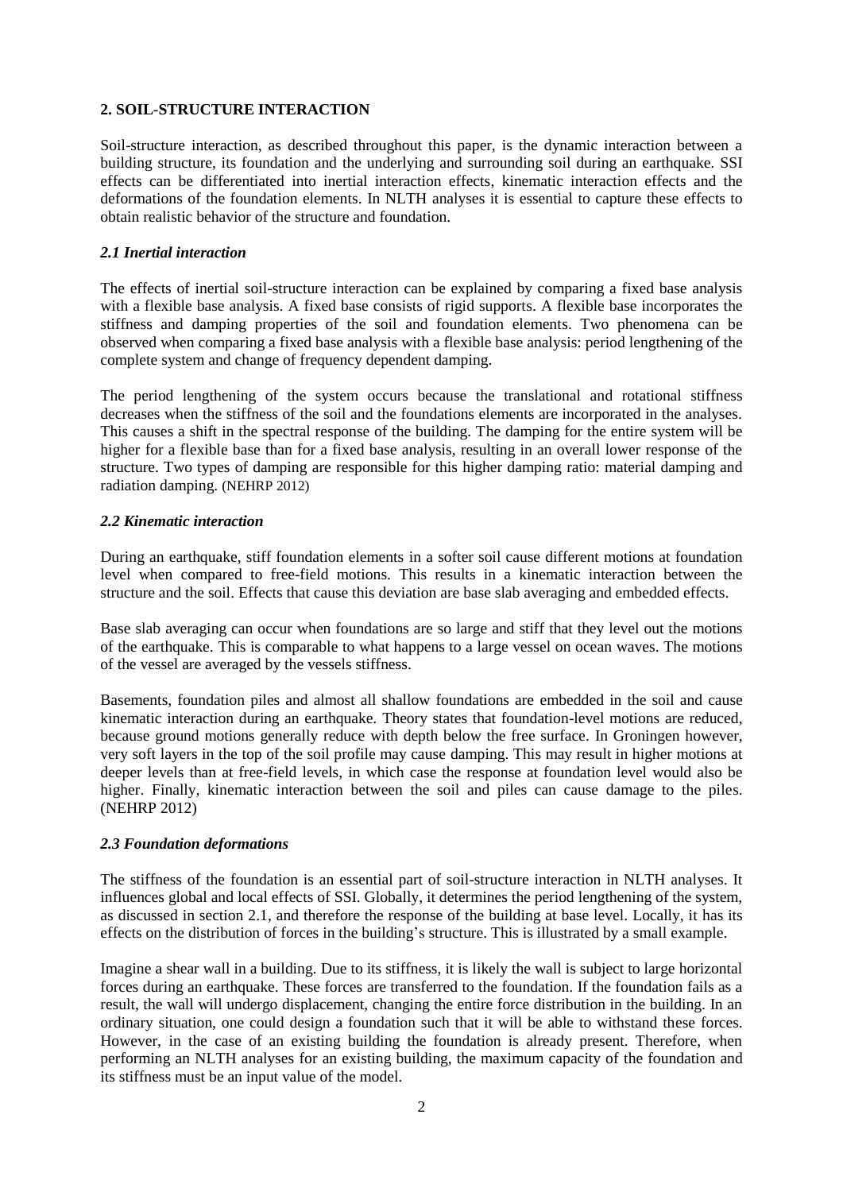## 2. SOIL-STRUCTURE INTERACTION

Soil-structure interaction, as described throughout this paper, is the dynamic interaction between a building structure, its foundation and the underlying and surrounding soil during an earthquake. SSI effects can be differentiated into inertial interaction effects, kinematic interaction effects and the deformations of the foundation elements. In NLTH analyses it is essential to capture these effects to obtain realistic behavior of the structure and foundation.

### *2.1 Inertial interaction*

The effects of inertial soil-structure interaction can be explained by comparing a fixed base analysis with a flexible base analysis. A fixed base consists of rigid supports. A flexible base incorporates the stiffness and damping properties of the soil and foundation elements. Two phenomena can be observed when comparing a fixed base analysis with a flexible base analysis: period lengthening of the complete system and change of frequency dependent damping.

The period lengthening of the system occurs because the translational and rotational stiffness decreases when the stiffness of the soil and the foundations elements are incorporated in the analyses. This causes a shift in the spectral response of the building. The damping for the entire system will be higher for a flexible base than for a fixed base analysis, resulting in an overall lower response of the structure. Two types of damping are responsible for this higher damping ratio: material damping and radiation damping. (NEHRP 2012)

### *2.2 Kinematic interaction*

During an earthquake, stiff foundation elements in a softer soil cause different motions at foundation level when compared to free-field motions. This results in a kinematic interaction between the structure and the soil. Effects that cause this deviation are base slab averaging and embedded effects.

Base slab averaging can occur when foundations are so large and stiff that they level out the motions of the earthquake. This is comparable to what happens to a large vessel on ocean waves. The motions of the vessel are averaged by the vessels stiffness.

Basements, foundation piles and almost all shallow foundations are embedded in the soil and cause kinematic interaction during an earthquake. Theory states that foundation-level motions are reduced, because ground motions generally reduce with depth below the free surface. In Groningen however, very soft layers in the top of the soil profile may cause damping. This may result in higher motions at deeper levels than at free-field levels, in which case the response at foundation level would also be higher. Finally, kinematic interaction between the soil and piles can cause damage to the piles. (NEHRP 2012)

### *2.3 Foundation deformations*

The stiffness of the foundation is an essential part of soil-structure interaction in NLTH analyses. It influences global and local effects of SSI. Globally, it determines the period lengthening of the system, as discussed in section 2.1, and therefore the response of the building at base level. Locally, it has its effects on the distribution of forces in the building's structure. This is illustrated by a small example.

Imagine a shear wall in a building. Due to its stiffness, it is likely the wall is subject to large horizontal forces during an earthquake. These forces are transferred to the foundation. If the foundation fails as a result, the wall will undergo displacement, changing the entire force distribution in the building. In an ordinary situation, one could design a foundation such that it will be able to withstand these forces. However, in the case of an existing building the foundation is already present. Therefore, when performing an NLTH analyses for an existing building, the maximum capacity of the foundation and its stiffness must be an input value of the model.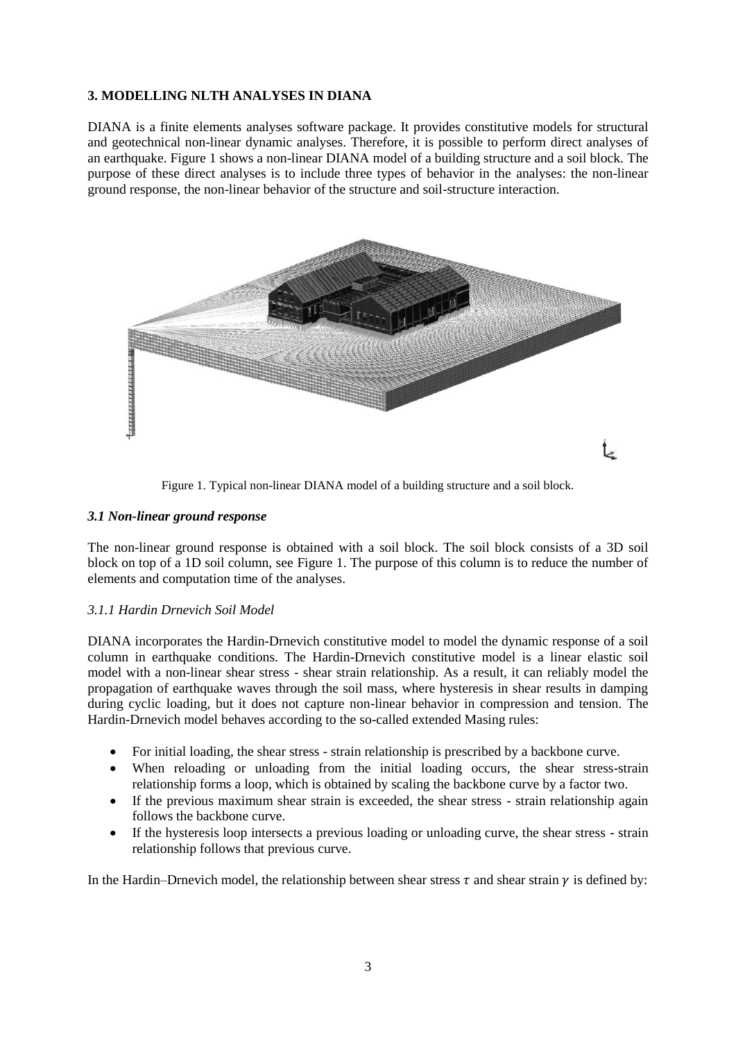## 3. MODELLING NLTH ANALYSES IN DIANA

DIANA is a finite elements analyses software package. It provides constitutive models for structural and geotechnical non-linear dynamic analyses. Therefore, it is possible to perform direct analyses of an earthquake. Figure 1 shows a non-linear DIANA model of a building structure and a soil block. The purpose of these direct analyses is to include three types of behavior in the analyses: the non-linear ground response, the non-linear behavior of the structure and soil-structure interaction.

Figure 1. Typical non-linear DIANA model of a building structure and a soil block.

### *3.1 Non-linear ground response*

The non-linear ground response is obtained with a soil block. The soil block consists of a 3D soil block on top of a 1D soil column, see Figure 1. The purpose of this column is to reduce the number of elements and computation time of the analyses.

#### *3.1.1 Hardin Drnevich Soil Model*

DIANA incorporates the Hardin-Drnevich constitutive model to model the dynamic response of a soil column in earthquake conditions. The Hardin-Drnevich constitutive model is a linear elastic soil model with a non-linear shear stress - shear strain relationship. As a result, it can reliably model the propagation of earthquake waves through the soil mass, where hysteresis in shear results in damping during cyclic loading, but it does not capture non-linear behavior in compression and tension. The Hardin-Drnevich model behaves according to the so-called extended Masing rules:

- For initial loading, the shear stress - strain relationship is prescribed by a backbone curve.
- When reloading or unloading from the initial loading occurs, the shear stress-strain relationship forms a loop, which is obtained by scaling the backbone curve by a factor two.
- If the previous maximum shear strain is exceeded, the shear stress - strain relationship again follows the backbone curve.
- If the hysteresis loop intersects a previous loading or unloading curve, the shear stress - strain relationship follows that previous curve.

In the Hardin–Drnevich model, the relationship between shear stress $\tau$ and shear strain $\gamma$ is defined by: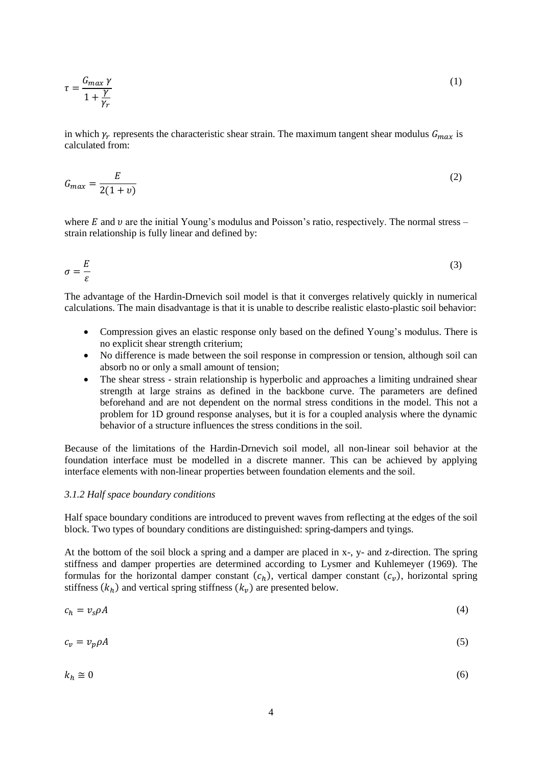$$\tau = \frac{G_{max}\,\gamma}{1 + \frac{\gamma}{\gamma_r}} \tag{1}$$

in which $\gamma_r$ represents the characteristic shear strain. The maximum tangent shear modulus $G_{max}$ is calculated from:

$$G_{max} = \frac{E}{2(1+v)} \tag{2}$$

where $E$ and $v$ are the initial Young's modulus and Poisson's ratio, respectively. The normal stress – strain relationship is fully linear and defined by:

$$\sigma = \frac{E}{\varepsilon} \tag{3}$$

The advantage of the Hardin-Drnevich soil model is that it converges relatively quickly in numerical calculations. The main disadvantage is that it is unable to describe realistic elasto-plastic soil behavior:

- Compression gives an elastic response only based on the defined Young's modulus. There is no explicit shear strength criterium;
- No difference is made between the soil response in compression or tension, although soil can absorb no or only a small amount of tension;
- The shear stress - strain relationship is hyperbolic and approaches a limiting undrained shear strength at large strains as defined in the backbone curve. The parameters are defined beforehand and are not dependent on the normal stress conditions in the model. This not a problem for 1D ground response analyses, but it is for a coupled analysis where the dynamic behavior of a structure influences the stress conditions in the soil.

Because of the limitations of the Hardin-Drnevich soil model, all non-linear soil behavior at the foundation interface must be modelled in a discrete manner. This can be achieved by applying interface elements with non-linear properties between foundation elements and the soil.

### *3.1.2 Half space boundary conditions*

Half space boundary conditions are introduced to prevent waves from reflecting at the edges of the soil block. Two types of boundary conditions are distinguished: spring-dampers and tyings.

At the bottom of the soil block a spring and a damper are placed in x-, y- and z-direction. The spring stiffness and damper properties are determined according to Lysmer and Kuhlemeyer (1969). The formulas for the horizontal damper constant ($c_h$), vertical damper constant ($c_v$), horizontal spring stiffness ($k_h$) and vertical spring stiffness ($k_v$) are presented below.

$$c_h = v_s \rho A \tag{4}$$

$$c_v = v_p \rho A \tag{5}$$

$$k_h \cong 0 \tag{6}$$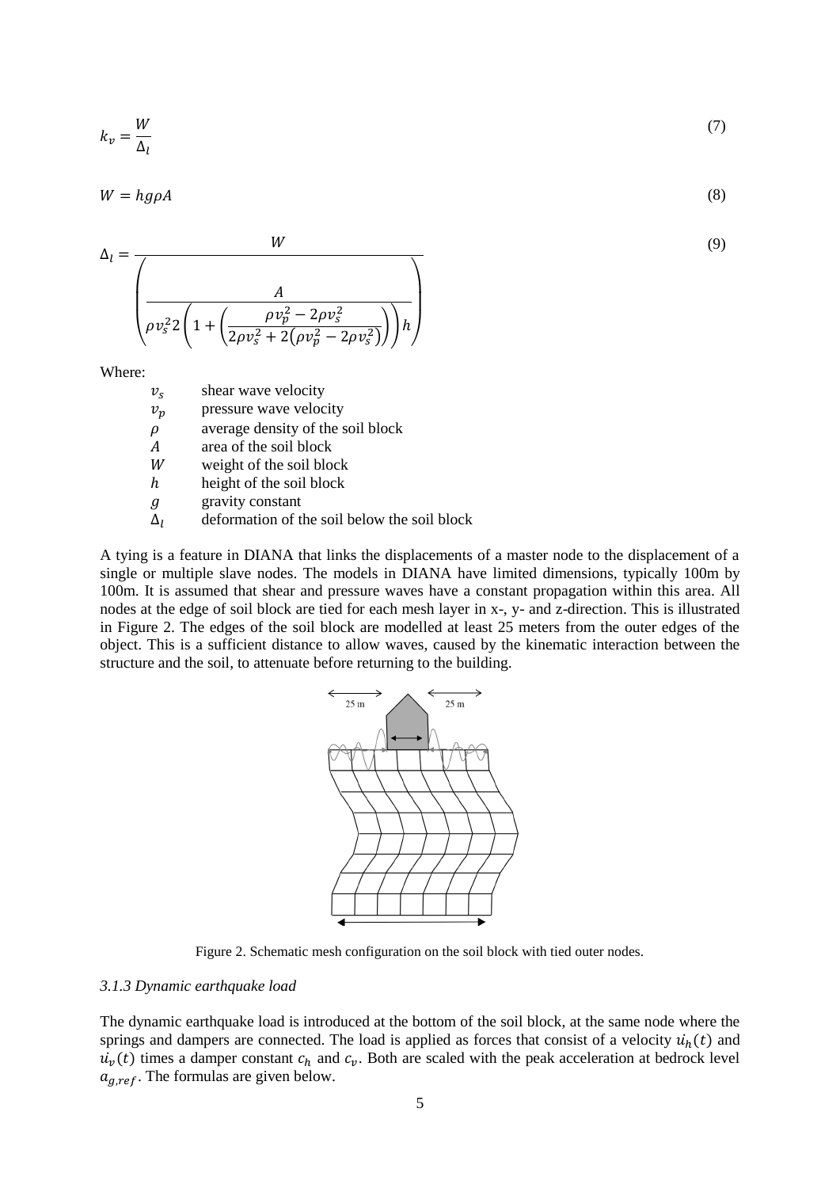$$k_v = \frac{W}{\Delta_l} \tag{7}$$

$$W = hg\rho A \tag{8}$$

$$\Delta_l = \frac{W}{\left(\dfrac{A}{\rho v_s^2 2\left(1 + \left(\dfrac{\rho v_p^2 - 2\rho v_s^2}{2\rho v_s^2 + 2\left(\rho v_p^2 - 2\rho v_s^2\right)}\right)\right)h}\right)} \tag{9}$$

Where:

- $v_s$ shear wave velocity
- $v_p$ pressure wave velocity
- $\rho$ average density of the soil block
- $A$ area of the soil block
- $W$ weight of the soil block
- $h$ height of the soil block
- $g$ gravity constant
- $\Delta_l$ deformation of the soil below the soil block

A tying is a feature in DIANA that links the displacements of a master node to the displacement of a single or multiple slave nodes. The models in DIANA have limited dimensions, typically 100m by 100m. It is assumed that shear and pressure waves have a constant propagation within this area. All nodes at the edge of soil block are tied for each mesh layer in x-, y- and z-direction. This is illustrated in Figure 2. The edges of the soil block are modelled at least 25 meters from the outer edges of the object. This is a sufficient distance to allow waves, caused by the kinematic interaction between the structure and the soil, to attenuate before returning to the building.

Figure 2. Schematic mesh configuration on the soil block with tied outer nodes.

### *3.1.3 Dynamic earthquake load*

The dynamic earthquake load is introduced at the bottom of the soil block, at the same node where the springs and dampers are connected. The load is applied as forces that consist of a velocity $\dot{u}_h(t)$ and $\dot{u}_v(t)$ times a damper constant $c_h$ and $c_v$. Both are scaled with the peak acceleration at bedrock level $a_{g,ref}$. The formulas are given below.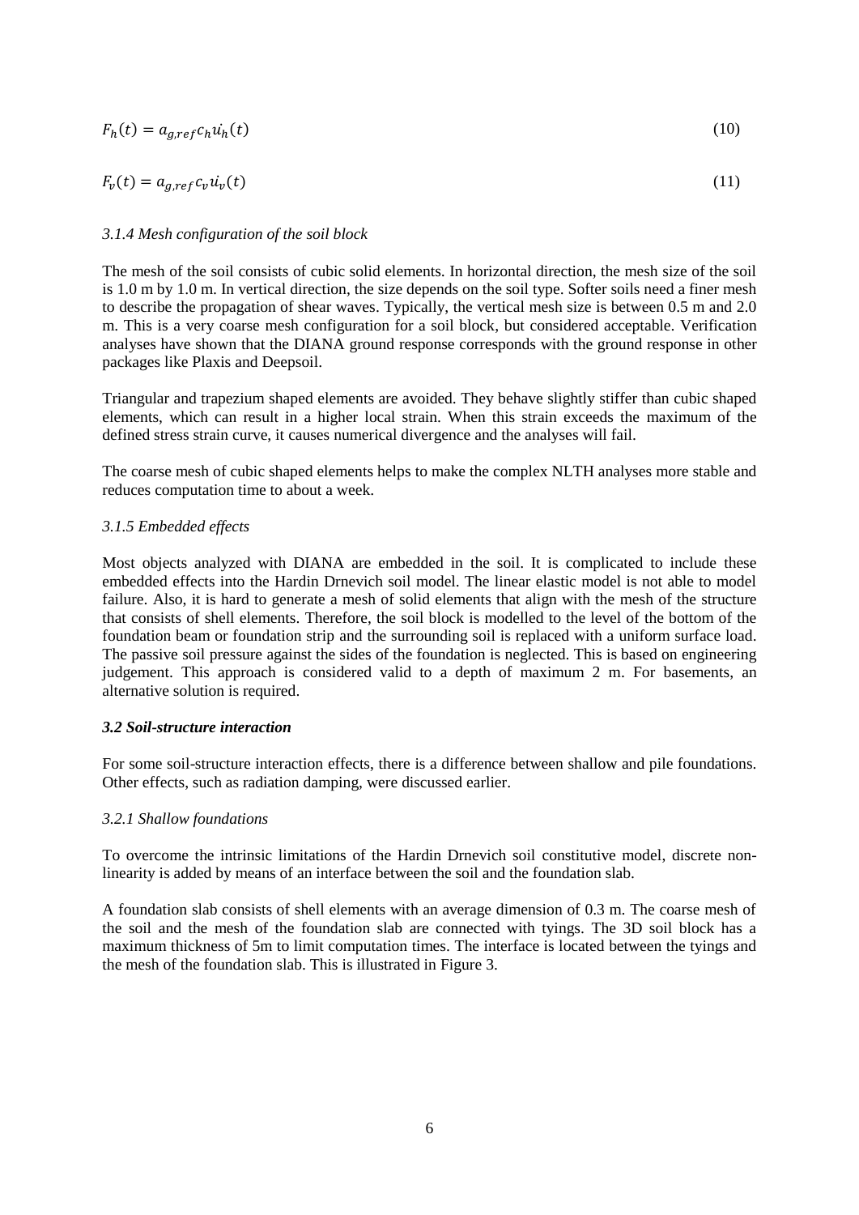$$F_h(t) = a_{g,ref} c_h \dot{u_h}(t) \tag{10}$$

$$F_v(t) = a_{g,ref} c_v \dot{u_v}(t) \tag{11}$$

#### *3.1.4 Mesh configuration of the soil block*

The mesh of the soil consists of cubic solid elements. In horizontal direction, the mesh size of the soil is 1.0 m by 1.0 m. In vertical direction, the size depends on the soil type. Softer soils need a finer mesh to describe the propagation of shear waves. Typically, the vertical mesh size is between 0.5 m and 2.0 m. This is a very coarse mesh configuration for a soil block, but considered acceptable. Verification analyses have shown that the DIANA ground response corresponds with the ground response in other packages like Plaxis and Deepsoil.

Triangular and trapezium shaped elements are avoided. They behave slightly stiffer than cubic shaped elements, which can result in a higher local strain. When this strain exceeds the maximum of the defined stress strain curve, it causes numerical divergence and the analyses will fail.

The coarse mesh of cubic shaped elements helps to make the complex NLTH analyses more stable and reduces computation time to about a week.

#### *3.1.5 Embedded effects*

Most objects analyzed with DIANA are embedded in the soil. It is complicated to include these embedded effects into the Hardin Drnevich soil model. The linear elastic model is not able to model failure. Also, it is hard to generate a mesh of solid elements that align with the mesh of the structure that consists of shell elements. Therefore, the soil block is modelled to the level of the bottom of the foundation beam or foundation strip and the surrounding soil is replaced with a uniform surface load. The passive soil pressure against the sides of the foundation is neglected. This is based on engineering judgement. This approach is considered valid to a depth of maximum 2 m. For basements, an alternative solution is required.

### ***3.2 Soil-structure interaction***

For some soil-structure interaction effects, there is a difference between shallow and pile foundations. Other effects, such as radiation damping, were discussed earlier.

#### *3.2.1 Shallow foundations*

To overcome the intrinsic limitations of the Hardin Drnevich soil constitutive model, discrete non-linearity is added by means of an interface between the soil and the foundation slab.

A foundation slab consists of shell elements with an average dimension of 0.3 m. The coarse mesh of the soil and the mesh of the foundation slab are connected with tyings. The 3D soil block has a maximum thickness of 5m to limit computation times. The interface is located between the tyings and the mesh of the foundation slab. This is illustrated in Figure 3.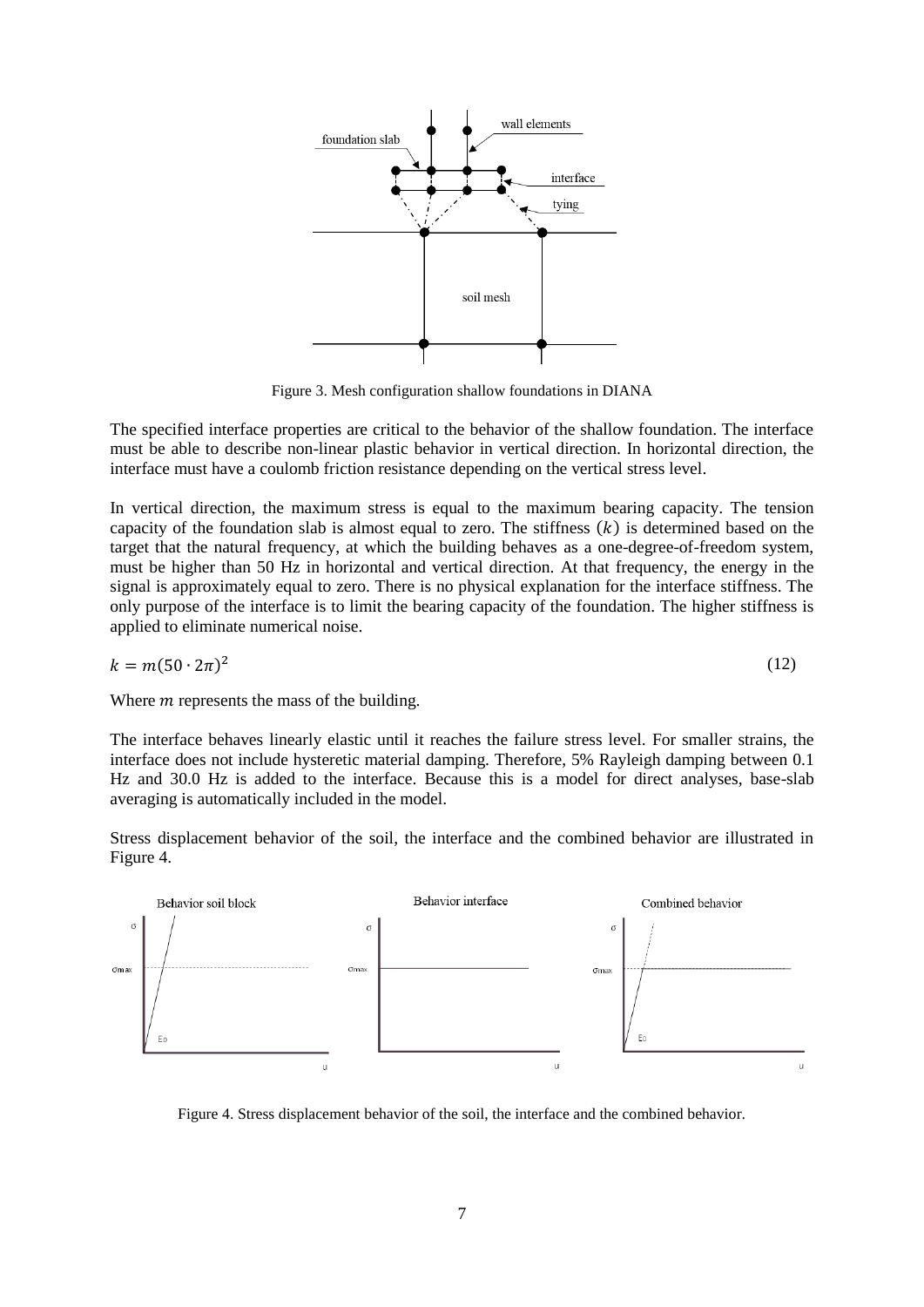Figure 3. Mesh configuration shallow foundations in DIANA

The specified interface properties are critical to the behavior of the shallow foundation. The interface must be able to describe non-linear plastic behavior in vertical direction. In horizontal direction, the interface must have a coulomb friction resistance depending on the vertical stress level.

In vertical direction, the maximum stress is equal to the maximum bearing capacity. The tension capacity of the foundation slab is almost equal to zero. The stiffness $(k)$ is determined based on the target that the natural frequency, at which the building behaves as a one-degree-of-freedom system, must be higher than 50 Hz in horizontal and vertical direction. At that frequency, the energy in the signal is approximately equal to zero. There is no physical explanation for the interface stiffness. The only purpose of the interface is to limit the bearing capacity of the foundation. The higher stiffness is applied to eliminate numerical noise.

$$k = m(50 \cdot 2\pi)^2 \tag{12}$$

Where $m$ represents the mass of the building.

The interface behaves linearly elastic until it reaches the failure stress level. For smaller strains, the interface does not include hysteretic material damping. Therefore, 5% Rayleigh damping between 0.1 Hz and 30.0 Hz is added to the interface. Because this is a model for direct analyses, base-slab averaging is automatically included in the model.

Stress displacement behavior of the soil, the interface and the combined behavior are illustrated in Figure 4.

Figure 4. Stress displacement behavior of the soil, the interface and the combined behavior.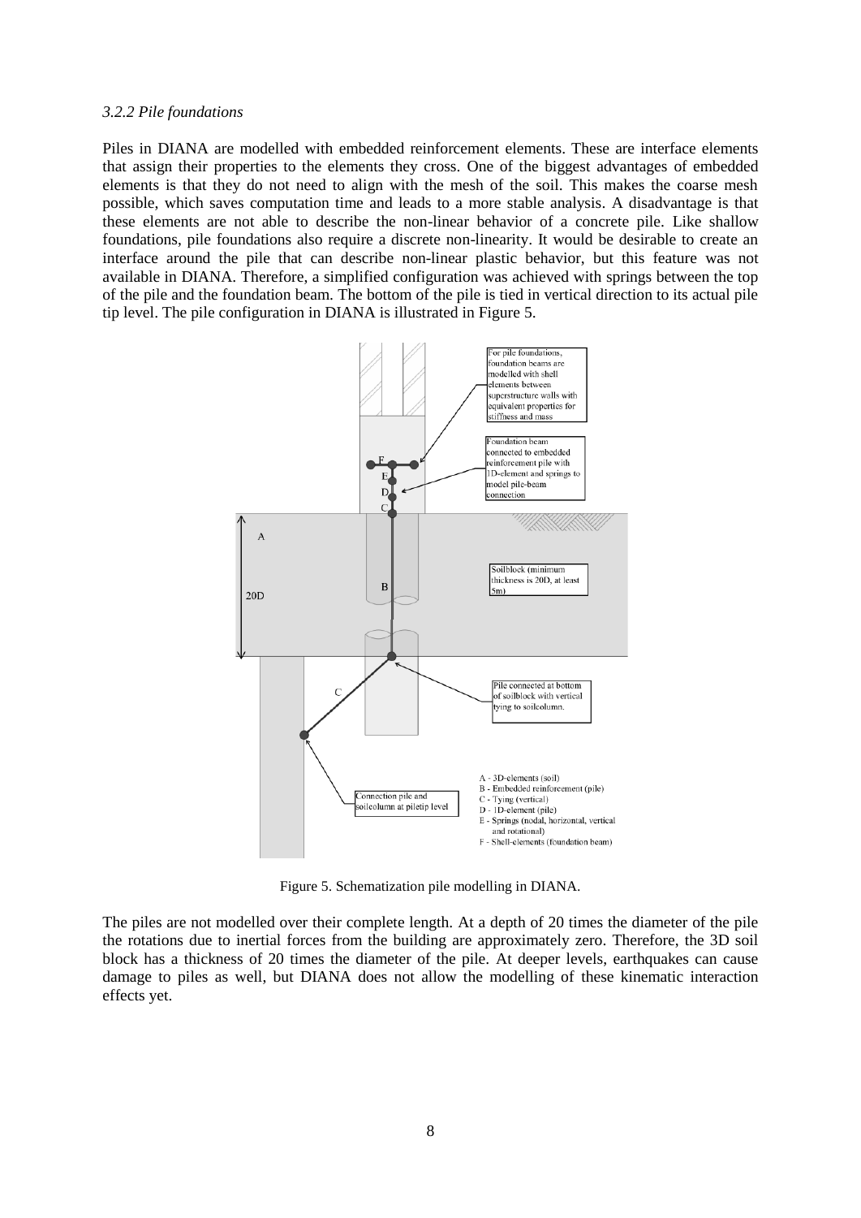*3.2.2 Pile foundations*

Piles in DIANA are modelled with embedded reinforcement elements. These are interface elements that assign their properties to the elements they cross. One of the biggest advantages of embedded elements is that they do not need to align with the mesh of the soil. This makes the coarse mesh possible, which saves computation time and leads to a more stable analysis. A disadvantage is that these elements are not able to describe the non-linear behavior of a concrete pile. Like shallow foundations, pile foundations also require a discrete non-linearity. It would be desirable to create an interface around the pile that can describe non-linear plastic behavior, but this feature was not available in DIANA. Therefore, a simplified configuration was achieved with springs between the top of the pile and the foundation beam. The bottom of the pile is tied in vertical direction to its actual pile tip level. The pile configuration in DIANA is illustrated in Figure 5.

Figure 5. Schematization pile modelling in DIANA.

The piles are not modelled over their complete length. At a depth of 20 times the diameter of the pile the rotations due to inertial forces from the building are approximately zero. Therefore, the 3D soil block has a thickness of 20 times the diameter of the pile. At deeper levels, earthquakes can cause damage to piles as well, but DIANA does not allow the modelling of these kinematic interaction effects yet.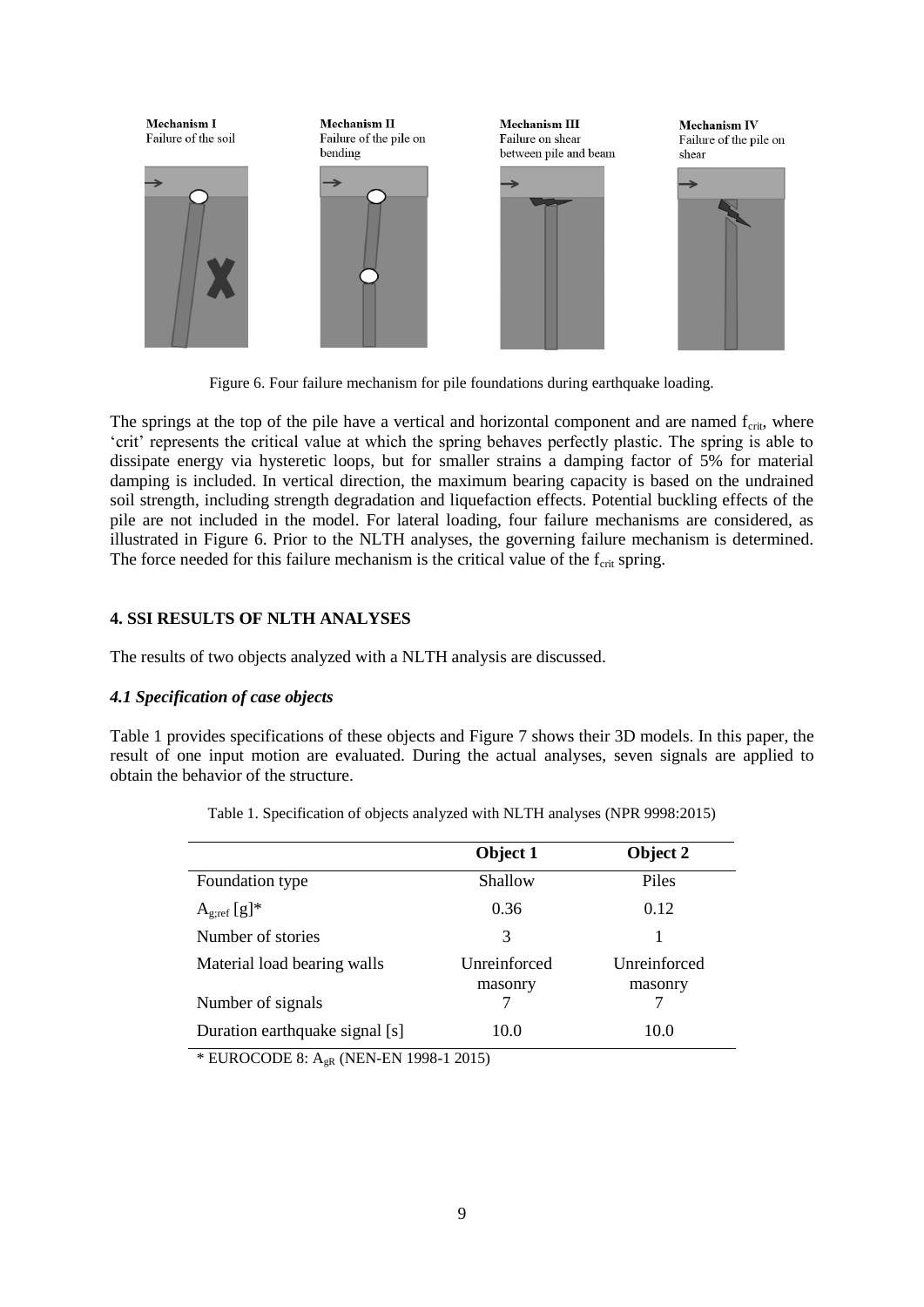Mechanism I
Failure of the soil

Mechanism II
Failure of the pile on bending

Mechanism III
Failure on shear between pile and beam

Mechanism IV
Failure of the pile on shear

Figure 6. Four failure mechanism for pile foundations during earthquake loading.

The springs at the top of the pile have a vertical and horizontal component and are named $f_{crit}$, where 'crit' represents the critical value at which the spring behaves perfectly plastic. The spring is able to dissipate energy via hysteretic loops, but for smaller strains a damping factor of 5% for material damping is included. In vertical direction, the maximum bearing capacity is based on the undrained soil strength, including strength degradation and liquefaction effects. Potential buckling effects of the pile are not included in the model. For lateral loading, four failure mechanisms are considered, as illustrated in Figure 6. Prior to the NLTH analyses, the governing failure mechanism is determined. The force needed for this failure mechanism is the critical value of the $f_{crit}$ spring.

## 4. SSI RESULTS OF NLTH ANALYSES

The results of two objects analyzed with a NLTH analysis are discussed.

### *4.1 Specification of case objects*

Table 1 provides specifications of these objects and Figure 7 shows their 3D models. In this paper, the result of one input motion are evaluated. During the actual analyses, seven signals are applied to obtain the behavior of the structure.

Table 1. Specification of objects analyzed with NLTH analyses (NPR 9998:2015)

| | **Object 1** | **Object 2** |
|---|---|---|
| Foundation type | Shallow | Piles |
| $A_{g;ref}$ [g]* | 0.36 | 0.12 |
| Number of stories | 3 | 1 |
| Material load bearing walls | Unreinforced masonry | Unreinforced masonry |
| Number of signals | 7 | 7 |
| Duration earthquake signal [s] | 10.0 | 10.0 |

* EUROCODE 8: $A_{gR}$ (NEN-EN 1998-1 2015)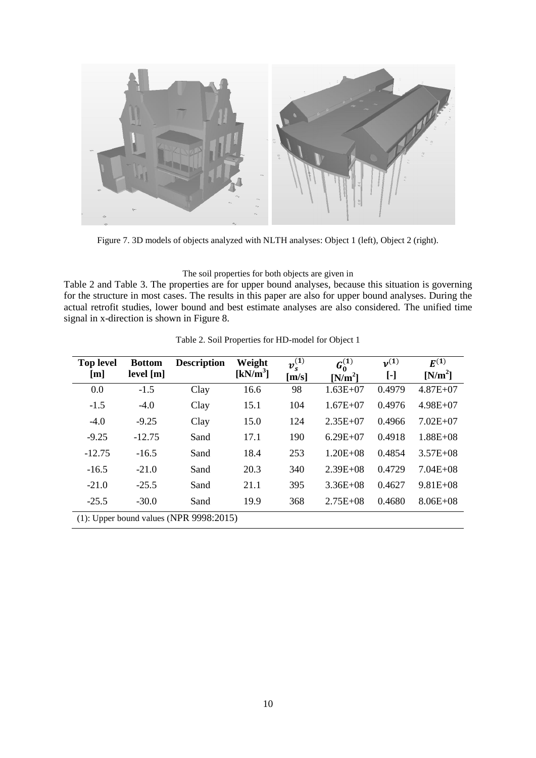Figure 7. 3D models of objects analyzed with NLTH analyses: Object 1 (left), Object 2 (right).

The soil properties for both objects are given in Table 2 and Table 3. The properties are for upper bound analyses, because this situation is governing for the structure in most cases. The results in this paper are also for upper bound analyses. During the actual retrofit studies, lower bound and best estimate analyses are also considered. The unified time signal in x-direction is shown in Figure 8.

Table 2. Soil Properties for HD-model for Object 1

| Top level [m] | Bottom level [m] | Description | Weight [kN/m$^3$] | $v_s^{(1)}$ [m/s] | $G_0^{(1)}$ [N/m$^2$] | $\nu^{(1)}$ [-] | $E^{(1)}$ [N/m$^2$] |
|---|---|---|---|---|---|---|---|
| 0.0 | -1.5 | Clay | 16.6 | 98 | 1.63E+07 | 0.4979 | 4.87E+07 |
| -1.5 | -4.0 | Clay | 15.1 | 104 | 1.67E+07 | 0.4976 | 4.98E+07 |
| -4.0 | -9.25 | Clay | 15.0 | 124 | 2.35E+07 | 0.4966 | 7.02E+07 |
| -9.25 | -12.75 | Sand | 17.1 | 190 | 6.29E+07 | 0.4918 | 1.88E+08 |
| -12.75 | -16.5 | Sand | 18.4 | 253 | 1.20E+08 | 0.4854 | 3.57E+08 |
| -16.5 | -21.0 | Sand | 20.3 | 340 | 2.39E+08 | 0.4729 | 7.04E+08 |
| -21.0 | -25.5 | Sand | 21.1 | 395 | 3.36E+08 | 0.4627 | 9.81E+08 |
| -25.5 | -30.0 | Sand | 19.9 | 368 | 2.75E+08 | 0.4680 | 8.06E+08 |

(1): Upper bound values (NPR 9998:2015)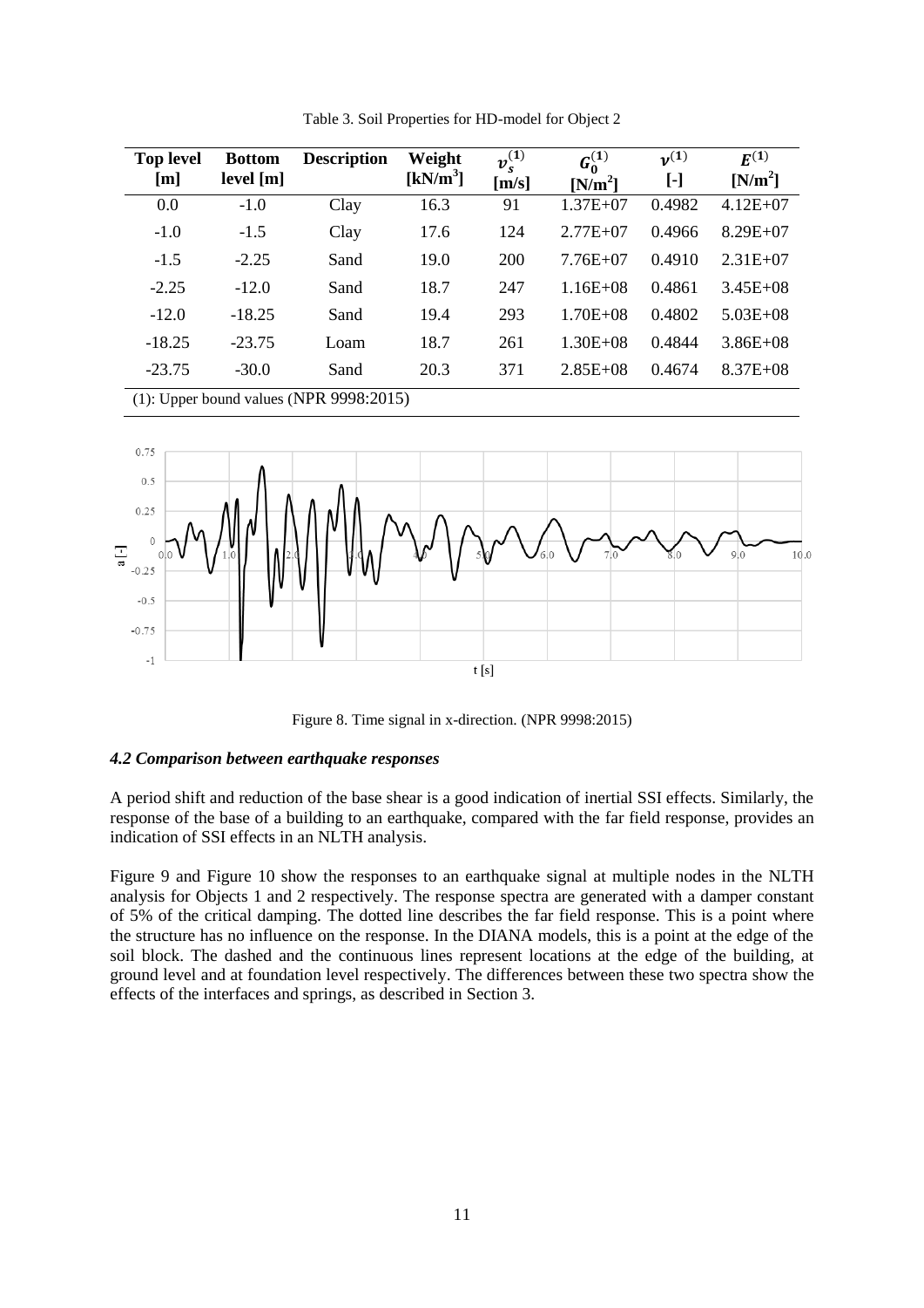Table 3. Soil Properties for HD-model for Object 2

| Top level [m] | Bottom level [m] | Description | Weight [kN/m$^3$] | $v_s^{(1)}$ [m/s] | $G_0^{(1)}$ [N/m$^2$] | $\nu^{(1)}$ [-] | $E^{(1)}$ [N/m$^2$] |
|---|---|---|---|---|---|---|---|
| 0.0 | -1.0 | Clay | 16.3 | 91 | 1.37E+07 | 0.4982 | 4.12E+07 |
| -1.0 | -1.5 | Clay | 17.6 | 124 | 2.77E+07 | 0.4966 | 8.29E+07 |
| -1.5 | -2.25 | Sand | 19.0 | 200 | 7.76E+07 | 0.4910 | 2.31E+07 |
| -2.25 | -12.0 | Sand | 18.7 | 247 | 1.16E+08 | 0.4861 | 3.45E+08 |
| -12.0 | -18.25 | Sand | 19.4 | 293 | 1.70E+08 | 0.4802 | 5.03E+08 |
| -18.25 | -23.75 | Loam | 18.7 | 261 | 1.30E+08 | 0.4844 | 3.86E+08 |
| -23.75 | -30.0 | Sand | 20.3 | 371 | 2.85E+08 | 0.4674 | 8.37E+08 |

(1): Upper bound values (NPR 9998:2015)

Figure 8. Time signal in x-direction. (NPR 9998:2015)

### *4.2 Comparison between earthquake responses*

A period shift and reduction of the base shear is a good indication of inertial SSI effects. Similarly, the response of the base of a building to an earthquake, compared with the far field response, provides an indication of SSI effects in an NLTH analysis.

Figure 9 and Figure 10 show the responses to an earthquake signal at multiple nodes in the NLTH analysis for Objects 1 and 2 respectively. The response spectra are generated with a damper constant of 5% of the critical damping. The dotted line describes the far field response. This is a point where the structure has no influence on the response. In the DIANA models, this is a point at the edge of the soil block. The dashed and the continuous lines represent locations at the edge of the building, at ground level and at foundation level respectively. The differences between these two spectra show the effects of the interfaces and springs, as described in Section 3.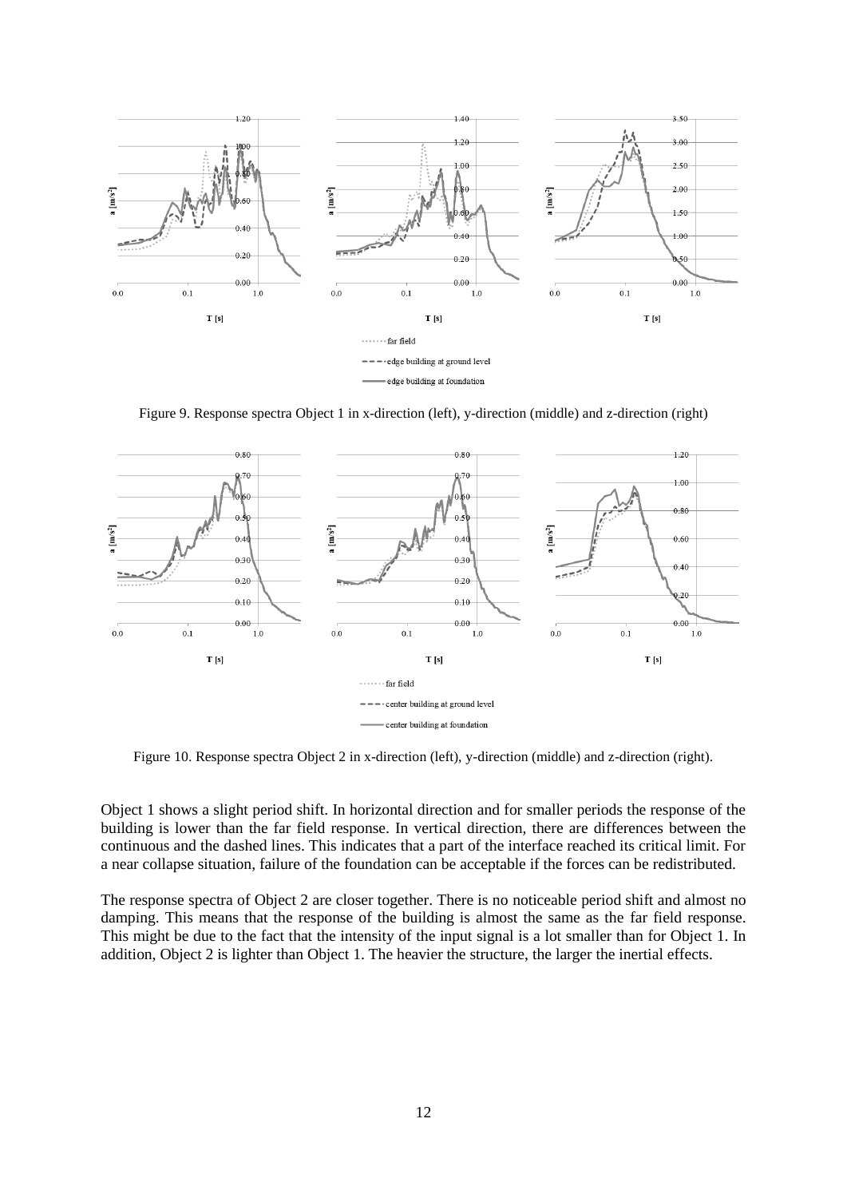Figure 9. Response spectra Object 1 in x-direction (left), y-direction (middle) and z-direction (right)

Figure 10. Response spectra Object 2 in x-direction (left), y-direction (middle) and z-direction (right).

Object 1 shows a slight period shift. In horizontal direction and for smaller periods the response of the building is lower than the far field response. In vertical direction, there are differences between the continuous and the dashed lines. This indicates that a part of the interface reached its critical limit. For a near collapse situation, failure of the foundation can be acceptable if the forces can be redistributed.

The response spectra of Object 2 are closer together. There is no noticeable period shift and almost no damping. This means that the response of the building is almost the same as the far field response. This might be due to the fact that the intensity of the input signal is a lot smaller than for Object 1. In addition, Object 2 is lighter than Object 1. The heavier the structure, the larger the inertial effects.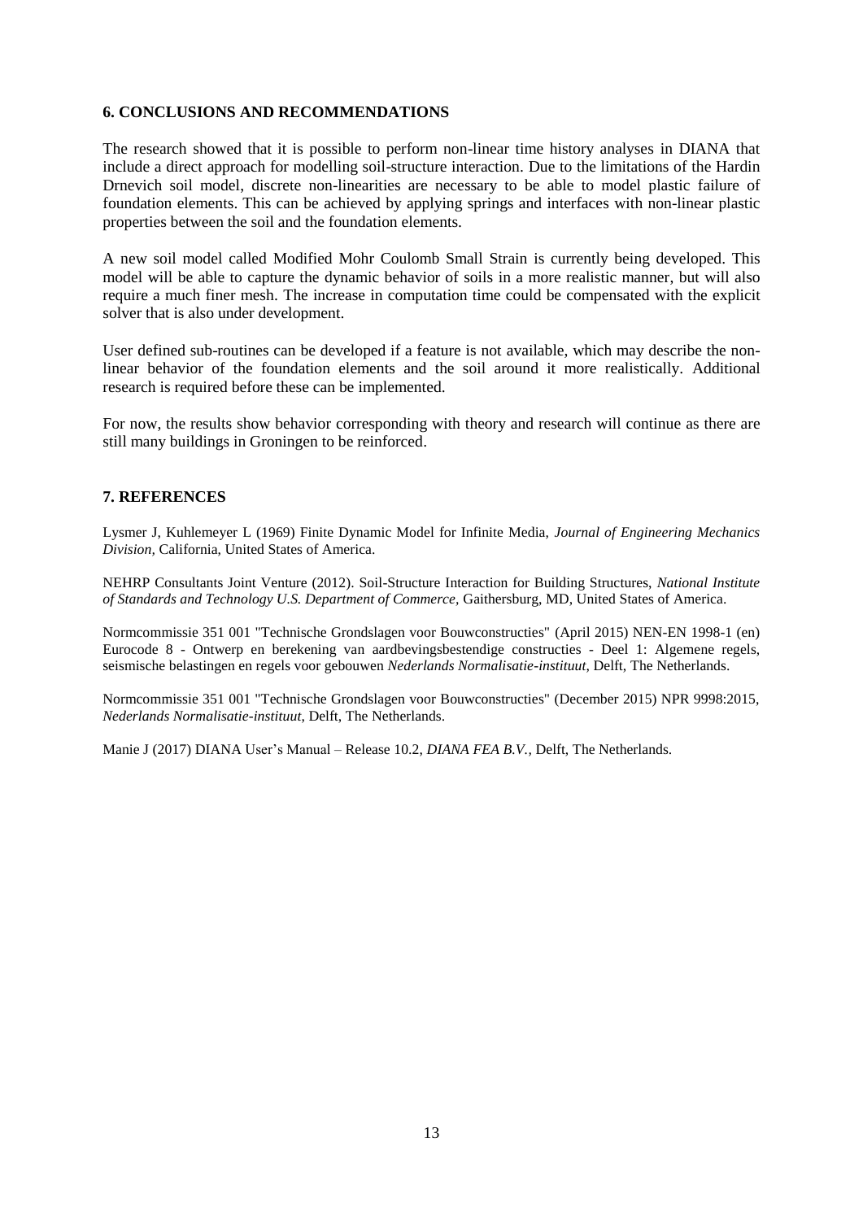## 6. CONCLUSIONS AND RECOMMENDATIONS

The research showed that it is possible to perform non-linear time history analyses in DIANA that include a direct approach for modelling soil-structure interaction. Due to the limitations of the Hardin Drnevich soil model, discrete non-linearities are necessary to be able to model plastic failure of foundation elements. This can be achieved by applying springs and interfaces with non-linear plastic properties between the soil and the foundation elements.

A new soil model called Modified Mohr Coulomb Small Strain is currently being developed. This model will be able to capture the dynamic behavior of soils in a more realistic manner, but will also require a much finer mesh. The increase in computation time could be compensated with the explicit solver that is also under development.

User defined sub-routines can be developed if a feature is not available, which may describe the non-linear behavior of the foundation elements and the soil around it more realistically. Additional research is required before these can be implemented.

For now, the results show behavior corresponding with theory and research will continue as there are still many buildings in Groningen to be reinforced.

## 7. REFERENCES

Lysmer J, Kuhlemeyer L (1969) Finite Dynamic Model for Infinite Media, *Journal of Engineering Mechanics Division*, California, United States of America.

NEHRP Consultants Joint Venture (2012). Soil-Structure Interaction for Building Structures, *National Institute of Standards and Technology U.S. Department of Commerce*, Gaithersburg, MD, United States of America.

Normcommissie 351 001 "Technische Grondslagen voor Bouwconstructies" (April 2015) NEN-EN 1998-1 (en) Eurocode 8 - Ontwerp en berekening van aardbevingsbestendige constructies - Deel 1: Algemene regels, seismische belastingen en regels voor gebouwen *Nederlands Normalisatie-instituut*, Delft, The Netherlands.

Normcommissie 351 001 "Technische Grondslagen voor Bouwconstructies" (December 2015) NPR 9998:2015, *Nederlands Normalisatie-instituut*, Delft, The Netherlands.

Manie J (2017) DIANA User's Manual – Release 10.2, *DIANA FEA B.V.*, Delft, The Netherlands.